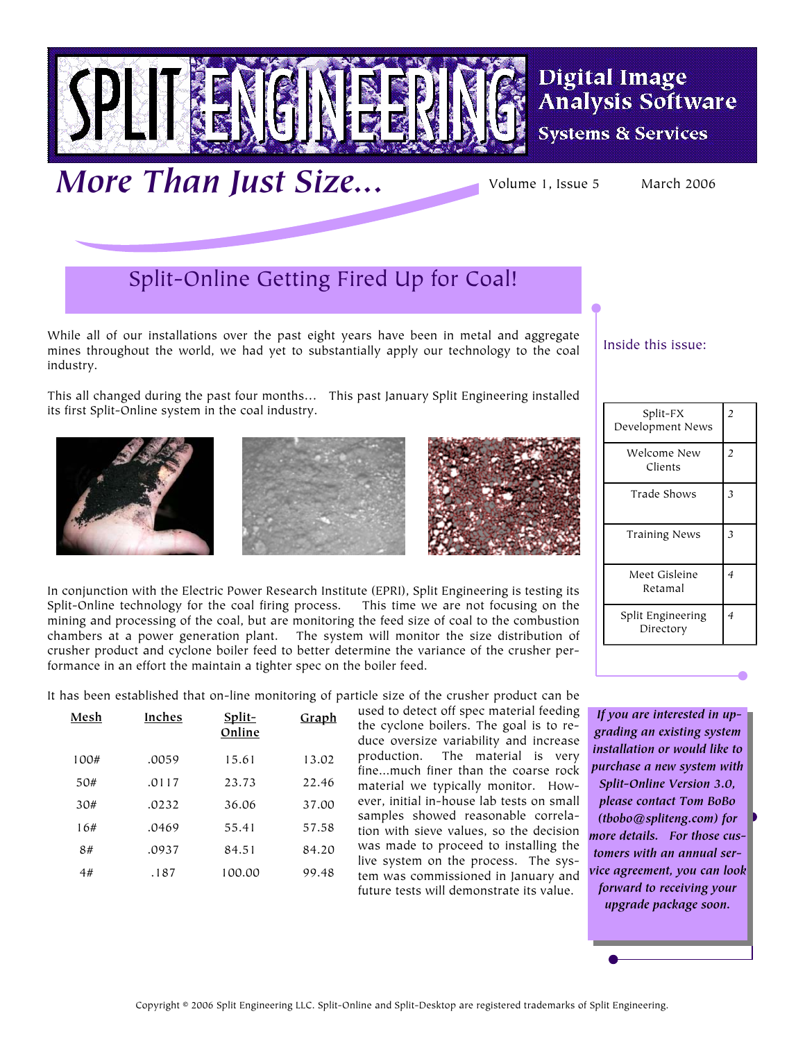# SPLIT ENGINEERING

**Digital Image Analysis Software**

**Systems & Services**

## *More Than Just Size...*

Volume 1, Issue 5 — March 2006

## Split-Online Getting Fired Up for Coal!

While all of our installations over the past eight years have been in metal and aggregate mines throughout the world, we had yet to substantially apply our technology to the coal industry.

This all changed during the past four months... This past January Split Engineering installed its first Split-Online system in the coal industry.

In conjunction with the Electric Power Research Institute (EPRI), Split Engineering is testing its Split-Online technology for the coal firing process. This time we are not focusing on the mining and processing of the coal, but are monitoring the feed size of coal to the combustion chambers at a power generation plant. The system will monitor the size distribution of crusher product and cyclone boiler feed to better determine the variance of the crusher performance in an effort the maintain a tighter spec on the boiler feed.

It has been established that on-line monitoring of particle size of the crusher product can be used to detect off spec material feeding the cyclone boilers. The goal is to reduce oversize variability and increase production. The material is very fine...much finer than the coarse rock material we typically monitor. However, initial in-house lab tests on small samples showed reasonable correlation with sieve values, so the decision was made to proceed to installing the live system on the process. The system was commissioned in January and future tests will demonstrate its value.

| Mesh | Inches | Split-Online | Graph |
|---|---|---|---|
| 100# | .0059 | 15.61 | 13.02 |
| 50# | .0117 | 23.73 | 22.46 |
| 30# | .0232 | 36.06 | 37.00 |
| 16# | .0469 | 55.41 | 57.58 |
| 8# | .0937 | 84.51 | 84.20 |
| 4# | .187 | 100.00 | 99.48 |

### Inside this issue:

| | |
|---|---|
| Split-FX Development News | 2 |
| Welcome New Clients | 2 |
| Trade Shows | 3 |
| Training News | 3 |
| Meet Gisleine Retamal | 4 |
| Split Engineering Directory | 4 |

***If you are interested in upgrading an existing system installation or would like to purchase a new system with Split-Online Version 3.0, please contact Tom BoBo (tbobo@spliteng.com) for more details. For those customers with an annual service agreement, you can look forward to receiving your upgrade package soon.***

Copyright © 2006 Split Engineering LLC. Split-Online and Split-Desktop are registered trademarks of Split Engineering.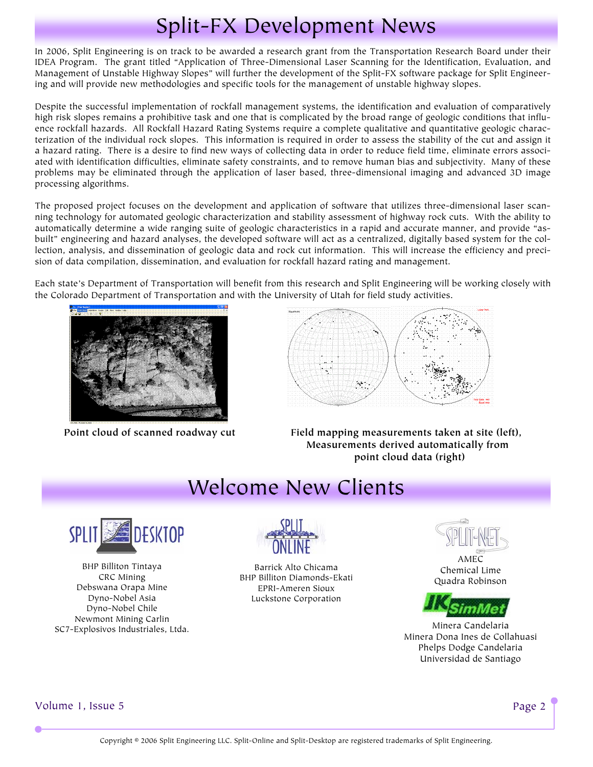# Split-FX Development News

In 2006, Split Engineering is on track to be awarded a research grant from the Transportation Research Board under their IDEA Program. The grant titled "Application of Three-Dimensional Laser Scanning for the Identification, Evaluation, and Management of Unstable Highway Slopes" will further the development of the Split-FX software package for Split Engineering and will provide new methodologies and specific tools for the management of unstable highway slopes.

Despite the successful implementation of rockfall management systems, the identification and evaluation of comparatively high risk slopes remains a prohibitive task and one that is complicated by the broad range of geologic conditions that influence rockfall hazards. All Rockfall Hazard Rating Systems require a complete qualitative and quantitative geologic characterization of the individual rock slopes. This information is required in order to assess the stability of the cut and assign it a hazard rating. There is a desire to find new ways of collecting data in order to reduce field time, eliminate errors associated with identification difficulties, eliminate safety constraints, and to remove human bias and subjectivity. Many of these problems may be eliminated through the application of laser based, three-dimensional imaging and advanced 3D image processing algorithms.

The proposed project focuses on the development and application of software that utilizes three-dimensional laser scanning technology for automated geologic characterization and stability assessment of highway rock cuts. With the ability to automatically determine a wide ranging suite of geologic characteristics in a rapid and accurate manner, and provide "as-built" engineering and hazard analyses, the developed software will act as a centralized, digitally based system for the collection, analysis, and dissemination of geologic data and rock cut information. This will increase the efficiency and precision of data compilation, dissemination, and evaluation for rockfall hazard rating and management.

Each state's Department of Transportation will benefit from this research and Split Engineering will be working closely with the Colorado Department of Transportation and with the University of Utah for field study activities.

**Point cloud of scanned roadway cut**

**Field mapping measurements taken at site (left), Measurements derived automatically from point cloud data (right)**

# Welcome New Clients

**SPLIT DESKTOP**

BHP Billiton Tintaya
CRC Mining
Debswana Orapa Mine
Dyno-Nobel Asia
Dyno-Nobel Chile
Newmont Mining Carlin
SC7-Explosivos Industriales, Ltda.

**SPLIT ONLINE**

Barrick Alto Chicama
BHP Billiton Diamonds-Ekati
EPRI-Ameren Sioux
Luckstone Corporation

**SPLIT-NET**

AMEC
Chemical Lime
Quadra Robinson

**JKSimMet**

Minera Candelaria
Minera Dona Ines de Collahuasi
Phelps Dodge Candelaria
Universidad de Santiago

Copyright © 2006 Split Engineering LLC. Split-Online and Split-Desktop are registered trademarks of Split Engineering.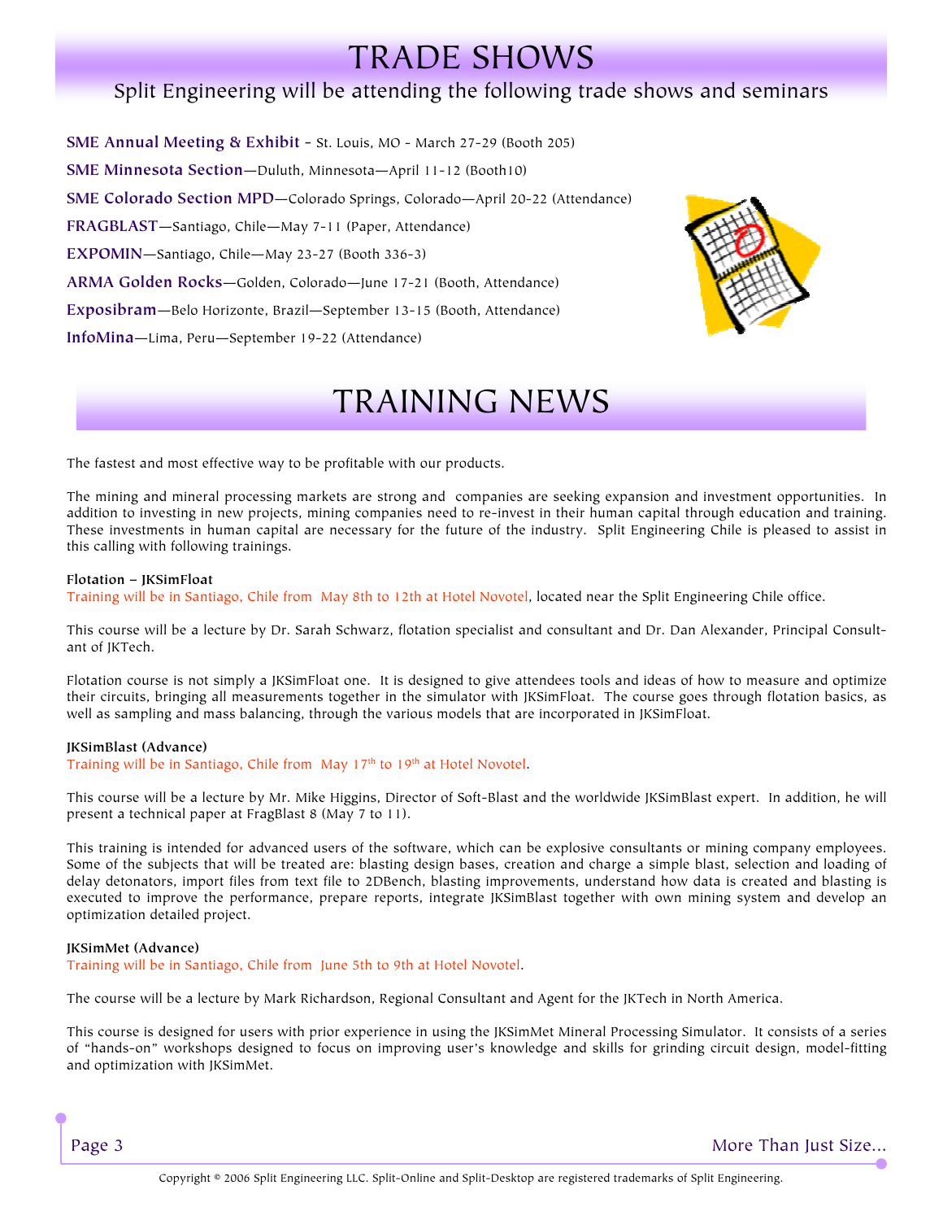# TRADE SHOWS

## Split Engineering will be attending the following trade shows and seminars

**SME Annual Meeting & Exhibit** - St. Louis, MO - March 27-29 (Booth 205)

**SME Minnesota Section**—Duluth, Minnesota—April 11-12 (Booth10)

**SME Colorado Section MPD**—Colorado Springs, Colorado—April 20-22 (Attendance)

**FRAGBLAST**—Santiago, Chile—May 7-11 (Paper, Attendance)

**EXPOMIN**—Santiago, Chile—May 23-27 (Booth 336-3)

**ARMA Golden Rocks**—Golden, Colorado—June 17-21 (Booth, Attendance)

**Exposibram**—Belo Horizonte, Brazil—September 13-15 (Booth, Attendance)

**InfoMina**—Lima, Peru—September 19-22 (Attendance)

# TRAINING NEWS

The fastest and most effective way to be profitable with our products.

The mining and mineral processing markets are strong and companies are seeking expansion and investment opportunities. In addition to investing in new projects, mining companies need to re-invest in their human capital through education and training. These investments in human capital are necessary for the future of the industry. Split Engineering Chile is pleased to assist in this calling with following trainings.

**Flotation – JKSimFloat**
Training will be in Santiago, Chile from May 8th to 12th at Hotel Novotel, located near the Split Engineering Chile office.

This course will be a lecture by Dr. Sarah Schwarz, flotation specialist and consultant and Dr. Dan Alexander, Principal Consultant of JKTech.

Flotation course is not simply a JKSimFloat one. It is designed to give attendees tools and ideas of how to measure and optimize their circuits, bringing all measurements together in the simulator with JKSimFloat. The course goes through flotation basics, as well as sampling and mass balancing, through the various models that are incorporated in JKSimFloat.

**JKSimBlast (Advance)**
Training will be in Santiago, Chile from May 17th to 19th at Hotel Novotel.

This course will be a lecture by Mr. Mike Higgins, Director of Soft-Blast and the worldwide JKSimBlast expert. In addition, he will present a technical paper at FragBlast 8 (May 7 to 11).

This training is intended for advanced users of the software, which can be explosive consultants or mining company employees. Some of the subjects that will be treated are: blasting design bases, creation and charge a simple blast, selection and loading of delay detonators, import files from text file to 2DBench, blasting improvements, understand how data is created and blasting is executed to improve the performance, prepare reports, integrate JKSimBlast together with own mining system and develop an optimization detailed project.

**JKSimMet (Advance)**
Training will be in Santiago, Chile from June 5th to 9th at Hotel Novotel.

The course will be a lecture by Mark Richardson, Regional Consultant and Agent for the JKTech in North America.

This course is designed for users with prior experience in using the JKSimMet Mineral Processing Simulator. It consists of a series of "hands-on" workshops designed to focus on improving user's knowledge and skills for grinding circuit design, model-fitting and optimization with JKSimMet.

More Than Just Size...

Copyright © 2006 Split Engineering LLC. Split-Online and Split-Desktop are registered trademarks of Split Engineering.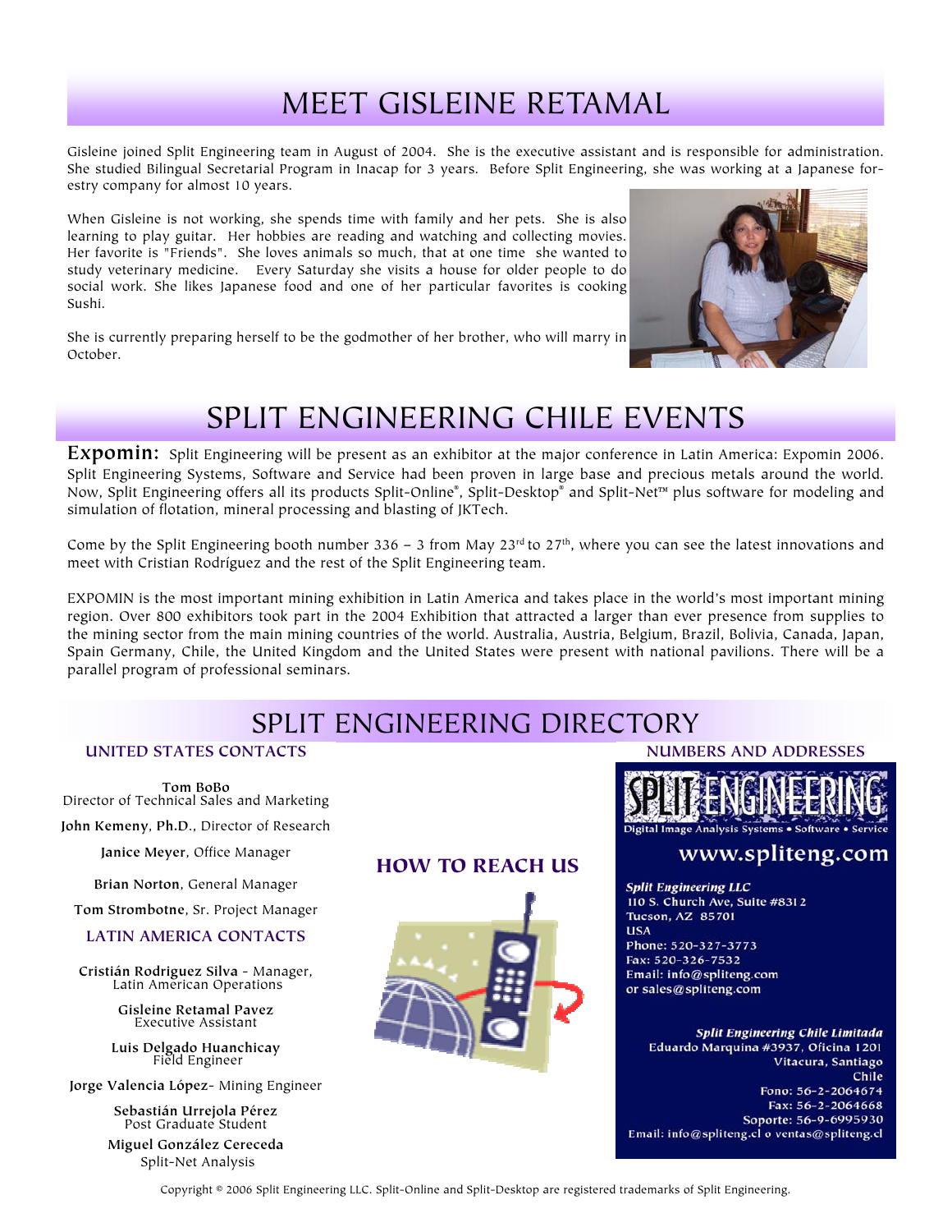# MEET GISLEINE RETAMAL

Gisleine joined Split Engineering team in August of 2004. She is the executive assistant and is responsible for administration. She studied Bilingual Secretarial Program in Inacap for 3 years. Before Split Engineering, she was working at a Japanese forestry company for almost 10 years.

When Gisleine is not working, she spends time with family and her pets. She is also learning to play guitar. Her hobbies are reading and watching and collecting movies. Her favorite is "Friends". She loves animals so much, that at one time she wanted to study veterinary medicine. Every Saturday she visits a house for older people to do social work. She likes Japanese food and one of her particular favorites is cooking Sushi.

She is currently preparing herself to be the godmother of her brother, who will marry in October.

# SPLIT ENGINEERING CHILE EVENTS

**Expomin:** Split Engineering will be present as an exhibitor at the major conference in Latin America: Expomin 2006. Split Engineering Systems, Software and Service had been proven in large base and precious metals around the world. Now, Split Engineering offers all its products Split-Online®, Split-Desktop® and Split-Net™ plus software for modeling and simulation of flotation, mineral processing and blasting of JKTech.

Come by the Split Engineering booth number 336 – 3 from May 23rd to 27th, where you can see the latest innovations and meet with Cristian Rodríguez and the rest of the Split Engineering team.

EXPOMIN is the most important mining exhibition in Latin America and takes place in the world's most important mining region. Over 800 exhibitors took part in the 2004 Exhibition that attracted a larger than ever presence from supplies to the mining sector from the main mining countries of the world. Australia, Austria, Belgium, Brazil, Bolivia, Canada, Japan, Spain Germany, Chile, the United Kingdom and the United States were present with national pavilions. There will be a parallel program of professional seminars.

# SPLIT ENGINEERING DIRECTORY

## UNITED STATES CONTACTS

**Tom BoBo**
Director of Technical Sales and Marketing

**John Kemeny**, **Ph.D.**, Director of Research

**Janice Meyer**, Office Manager

**Brian Norton**, General Manager

**Tom Strombotne**, Sr. Project Manager

## LATIN AMERICA CONTACTS

**Cristián Rodriguez Silva** - Manager, Latin American Operations

**Gisleine Retamal Pavez**
Executive Assistant

**Luis Delgado Huanchicay**
Field Engineer

**Jorge Valencia López**- Mining Engineer

**Sebastián Urrejola Pérez**
Post Graduate Student

**Miguel González Cereceda**
Split-Net Analysis

## HOW TO REACH US

## NUMBERS AND ADDRESSES

SPLIT ENGINEERING
Digital Image Analysis Systems • Software • Service

**www.spliteng.com**

***Split Engineering LLC***
110 S. Church Ave, Suite #8312
Tucson, AZ 85701
USA
Phone: 520-327-3773
Fax: 520-326-7532
Email: info@spliteng.com
or sales@spliteng.com

***Split Engineering Chile Limitada***
Eduardo Marquina #3937, Oficina 1201
Vitacura, Santiago
Chile
Fono: 56-2-2064674
Fax: 56-2-2064668
Soporte: 56-9-6995930
Email: info@spliteng.cl o ventas@spliteng.cl

Copyright © 2006 Split Engineering LLC. Split-Online and Split-Desktop are registered trademarks of Split Engineering.